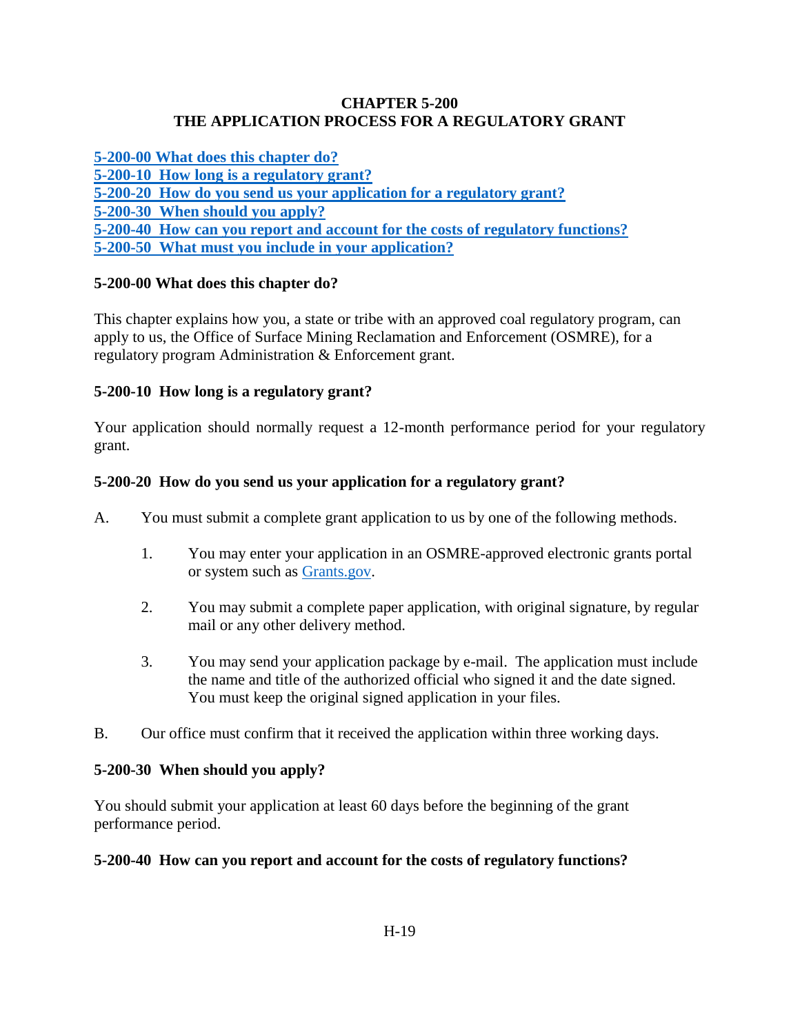# CHAPTER 5-200
# THE APPLICATION PROCESS FOR A REGULATORY GRANT

[5-200-00 What does this chapter do?](#)
[5-200-10 How long is a regulatory grant?](#)
[5-200-20 How do you send us your application for a regulatory grant?](#)
[5-200-30 When should you apply?](#)
[5-200-40 How can you report and account for the costs of regulatory functions?](#)
[5-200-50 What must you include in your application?](#)

## 5-200-00 What does this chapter do?

This chapter explains how you, a state or tribe with an approved coal regulatory program, can apply to us, the Office of Surface Mining Reclamation and Enforcement (OSMRE), for a regulatory program Administration & Enforcement grant.

## 5-200-10 How long is a regulatory grant?

Your application should normally request a 12-month performance period for your regulatory grant.

## 5-200-20 How do you send us your application for a regulatory grant?

A. You must submit a complete grant application to us by one of the following methods.

1. You may enter your application in an OSMRE-approved electronic grants portal or system such as [Grants.gov](#).

2. You may submit a complete paper application, with original signature, by regular mail or any other delivery method.

3. You may send your application package by e-mail. The application must include the name and title of the authorized official who signed it and the date signed. You must keep the original signed application in your files.

B. Our office must confirm that it received the application within three working days.

## 5-200-30 When should you apply?

You should submit your application at least 60 days before the beginning of the grant performance period.

## 5-200-40 How can you report and account for the costs of regulatory functions?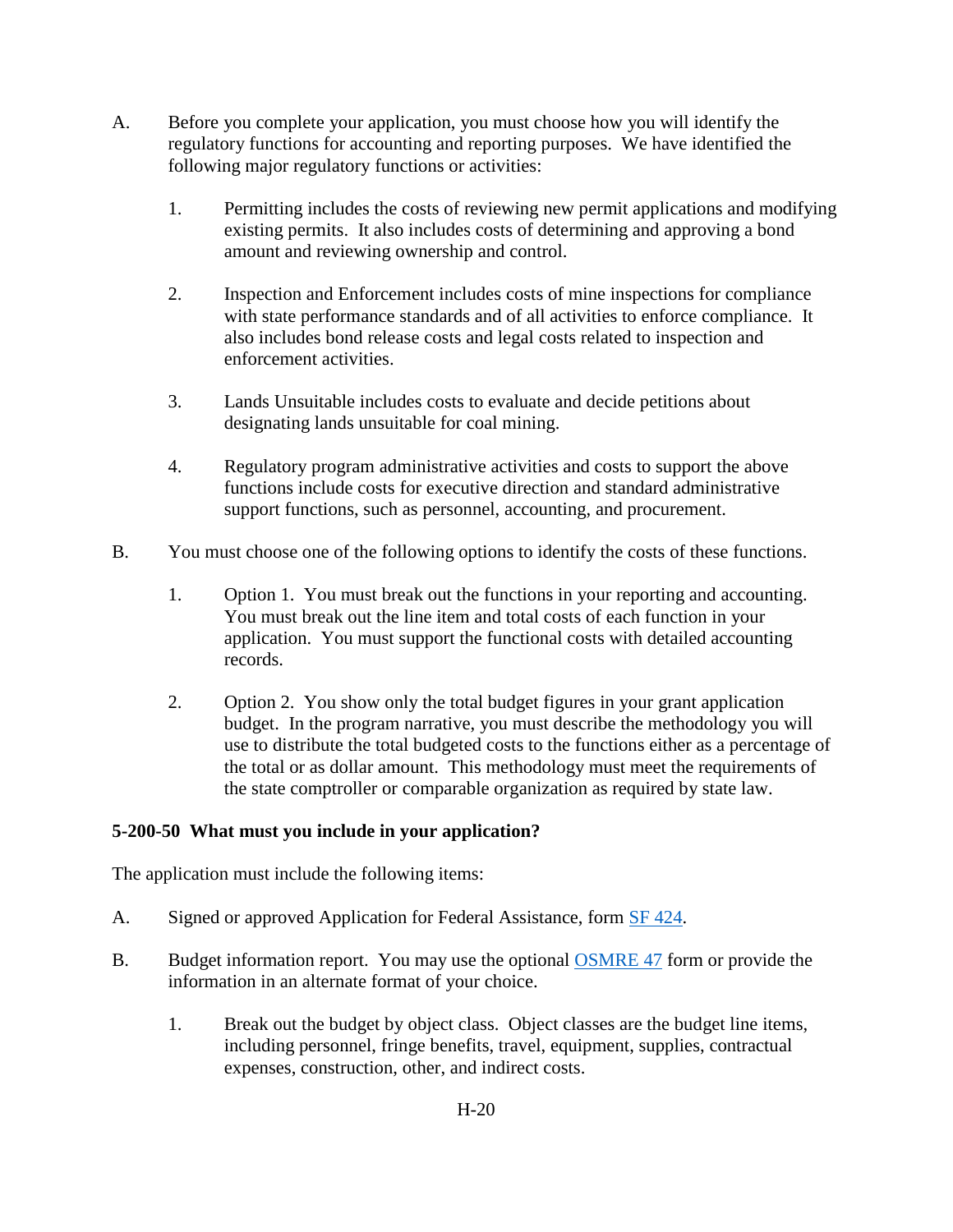A. Before you complete your application, you must choose how you will identify the regulatory functions for accounting and reporting purposes. We have identified the following major regulatory functions or activities:

   1. Permitting includes the costs of reviewing new permit applications and modifying existing permits. It also includes costs of determining and approving a bond amount and reviewing ownership and control.

   2. Inspection and Enforcement includes costs of mine inspections for compliance with state performance standards and of all activities to enforce compliance. It also includes bond release costs and legal costs related to inspection and enforcement activities.

   3. Lands Unsuitable includes costs to evaluate and decide petitions about designating lands unsuitable for coal mining.

   4. Regulatory program administrative activities and costs to support the above functions include costs for executive direction and standard administrative support functions, such as personnel, accounting, and procurement.

B. You must choose one of the following options to identify the costs of these functions.

   1. Option 1. You must break out the functions in your reporting and accounting. You must break out the line item and total costs of each function in your application. You must support the functional costs with detailed accounting records.

   2. Option 2. You show only the total budget figures in your grant application budget. In the program narrative, you must describe the methodology you will use to distribute the total budgeted costs to the functions either as a percentage of the total or as dollar amount. This methodology must meet the requirements of the state comptroller or comparable organization as required by state law.

**5-200-50 What must you include in your application?**

The application must include the following items:

A. Signed or approved Application for Federal Assistance, form SF 424.

B. Budget information report. You may use the optional OSMRE 47 form or provide the information in an alternate format of your choice.

   1. Break out the budget by object class. Object classes are the budget line items, including personnel, fringe benefits, travel, equipment, supplies, contractual expenses, construction, other, and indirect costs.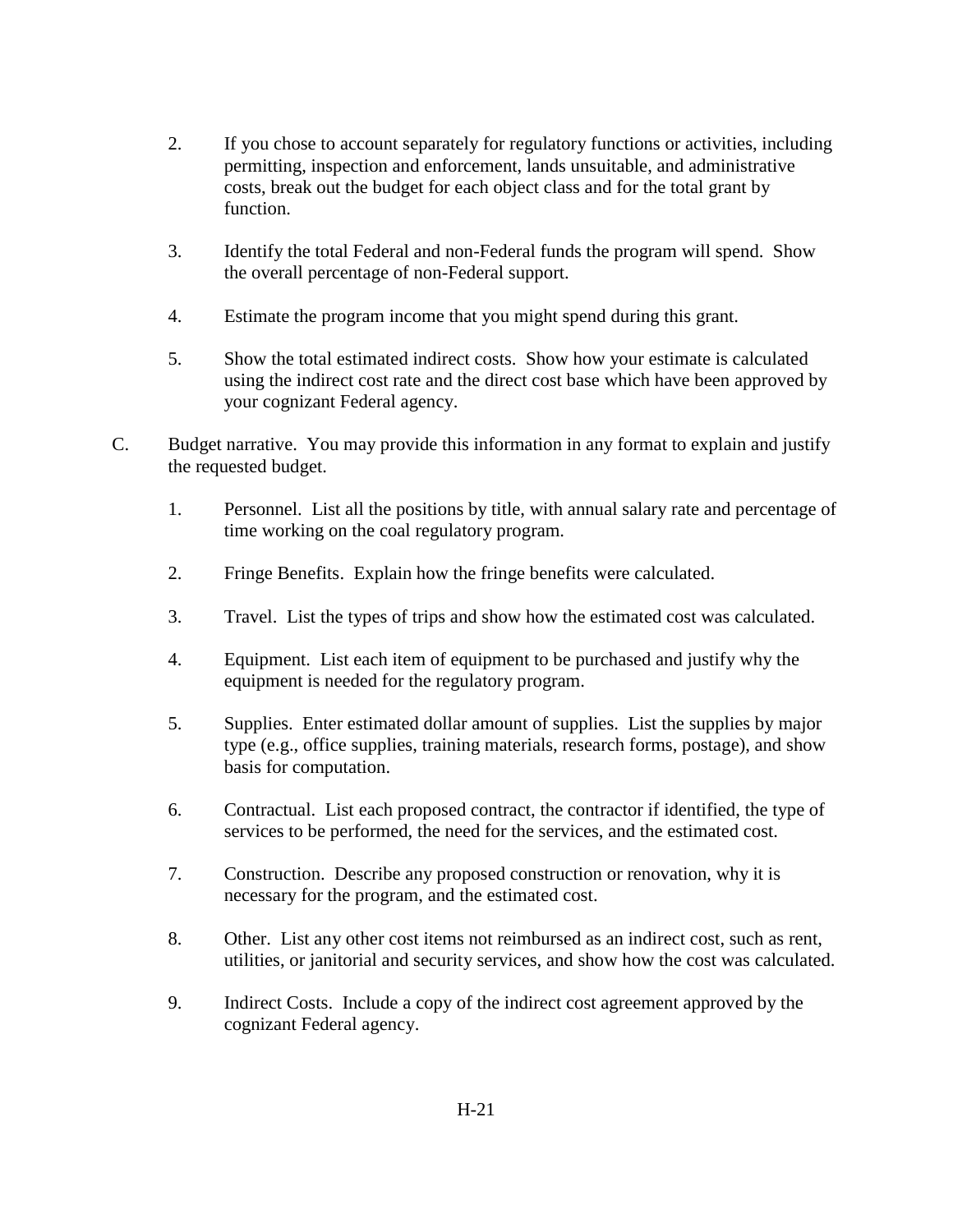2. If you chose to account separately for regulatory functions or activities, including permitting, inspection and enforcement, lands unsuitable, and administrative costs, break out the budget for each object class and for the total grant by function.

3. Identify the total Federal and non-Federal funds the program will spend. Show the overall percentage of non-Federal support.

4. Estimate the program income that you might spend during this grant.

5. Show the total estimated indirect costs. Show how your estimate is calculated using the indirect cost rate and the direct cost base which have been approved by your cognizant Federal agency.

C. Budget narrative. You may provide this information in any format to explain and justify the requested budget.

1. Personnel. List all the positions by title, with annual salary rate and percentage of time working on the coal regulatory program.

2. Fringe Benefits. Explain how the fringe benefits were calculated.

3. Travel. List the types of trips and show how the estimated cost was calculated.

4. Equipment. List each item of equipment to be purchased and justify why the equipment is needed for the regulatory program.

5. Supplies. Enter estimated dollar amount of supplies. List the supplies by major type (e.g., office supplies, training materials, research forms, postage), and show basis for computation.

6. Contractual. List each proposed contract, the contractor if identified, the type of services to be performed, the need for the services, and the estimated cost.

7. Construction. Describe any proposed construction or renovation, why it is necessary for the program, and the estimated cost.

8. Other. List any other cost items not reimbursed as an indirect cost, such as rent, utilities, or janitorial and security services, and show how the cost was calculated.

9. Indirect Costs. Include a copy of the indirect cost agreement approved by the cognizant Federal agency.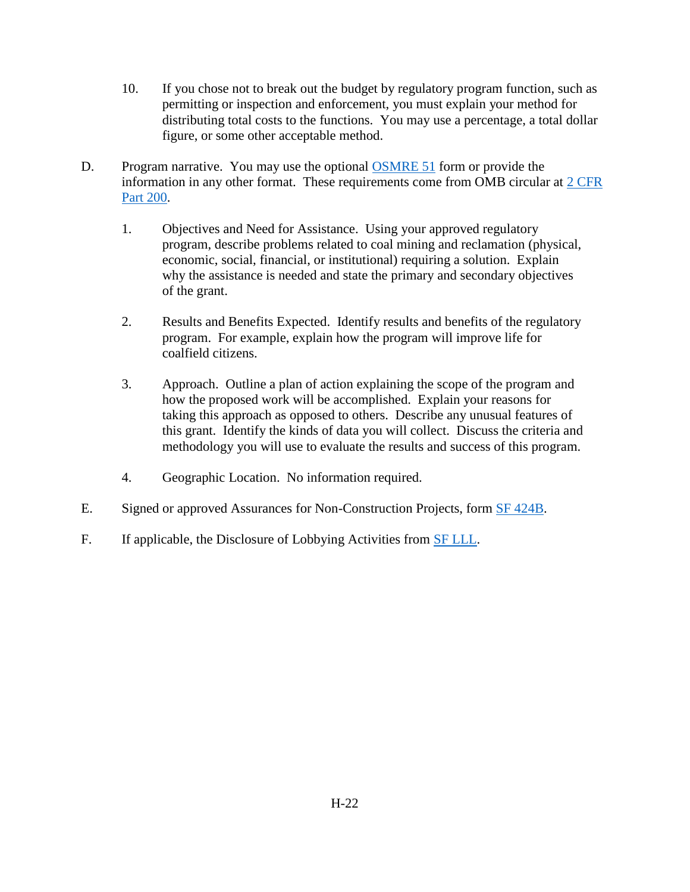10. If you chose not to break out the budget by regulatory program function, such as permitting or inspection and enforcement, you must explain your method for distributing total costs to the functions. You may use a percentage, a total dollar figure, or some other acceptable method.

D. Program narrative. You may use the optional [OSMRE 51](#) form or provide the information in any other format. These requirements come from OMB circular at [2 CFR Part 200](#).

   1. Objectives and Need for Assistance. Using your approved regulatory program, describe problems related to coal mining and reclamation (physical, economic, social, financial, or institutional) requiring a solution. Explain why the assistance is needed and state the primary and secondary objectives of the grant.

   2. Results and Benefits Expected. Identify results and benefits of the regulatory program. For example, explain how the program will improve life for coalfield citizens.

   3. Approach. Outline a plan of action explaining the scope of the program and how the proposed work will be accomplished. Explain your reasons for taking this approach as opposed to others. Describe any unusual features of this grant. Identify the kinds of data you will collect. Discuss the criteria and methodology you will use to evaluate the results and success of this program.

   4. Geographic Location. No information required.

E. Signed or approved Assurances for Non-Construction Projects, form [SF 424B](#).

F. If applicable, the Disclosure of Lobbying Activities from [SF LLL](#).